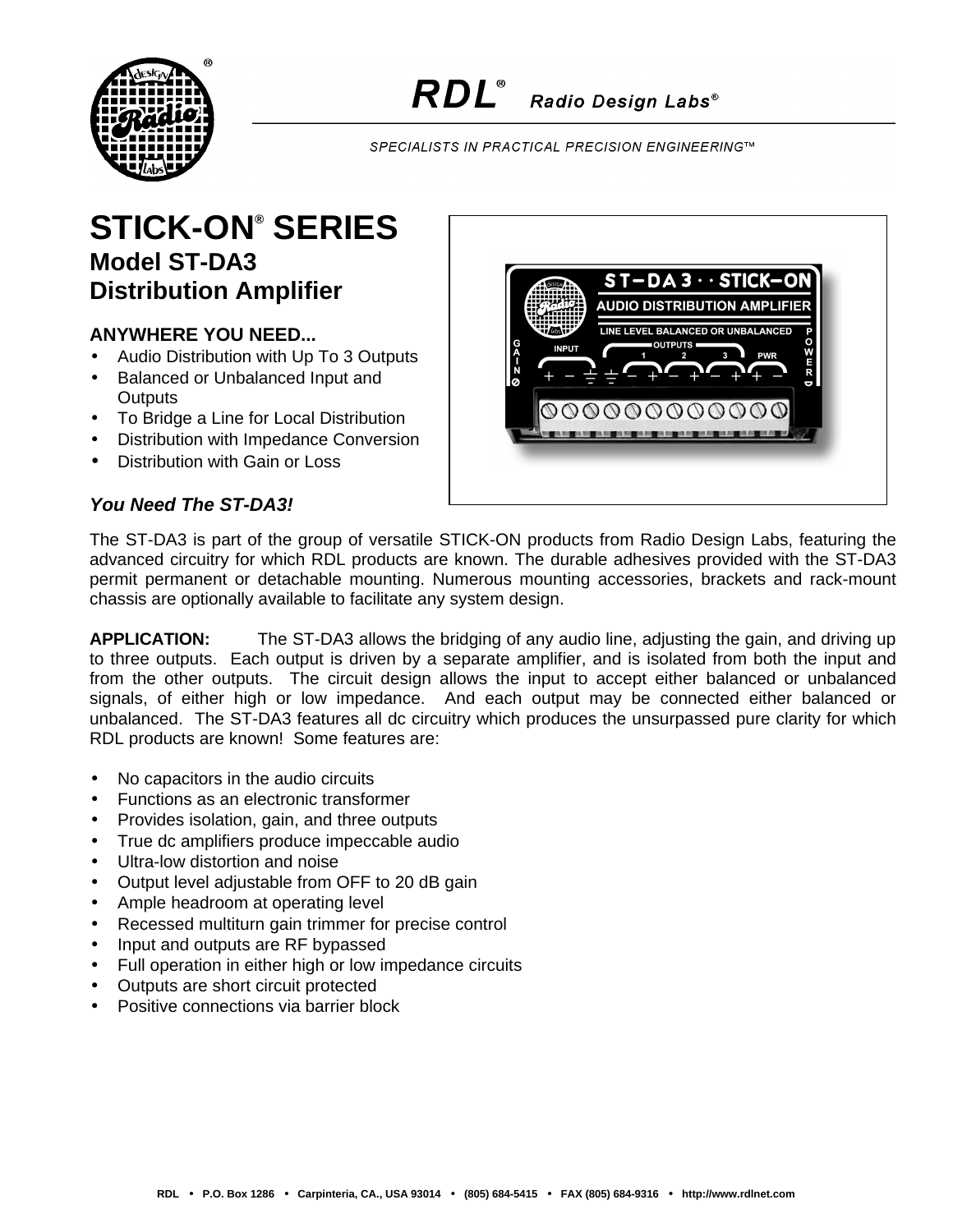RDL® Radio Design Labs®

SPECIALISTS IN PRACTICAL PRECISION ENGINEERING™

# STICK-ON® SERIES
## Model ST-DA3
## Distribution Amplifier

**ANYWHERE YOU NEED...**

- Audio Distribution with Up To 3 Outputs
- Balanced or Unbalanced Input and Outputs
- To Bridge a Line for Local Distribution
- Distribution with Impedance Conversion
- Distribution with Gain or Loss

***You Need The ST-DA3!***

The ST-DA3 is part of the group of versatile STICK-ON products from Radio Design Labs, featuring the advanced circuitry for which RDL products are known. The durable adhesives provided with the ST-DA3 permit permanent or detachable mounting. Numerous mounting accessories, brackets and rack-mount chassis are optionally available to facilitate any system design.

**APPLICATION:** The ST-DA3 allows the bridging of any audio line, adjusting the gain, and driving up to three outputs. Each output is driven by a separate amplifier, and is isolated from both the input and from the other outputs. The circuit design allows the input to accept either balanced or unbalanced signals, of either high or low impedance. And each output may be connected either balanced or unbalanced. The ST-DA3 features all dc circuitry which produces the unsurpassed pure clarity for which RDL products are known! Some features are:

- No capacitors in the audio circuits
- Functions as an electronic transformer
- Provides isolation, gain, and three outputs
- True dc amplifiers produce impeccable audio
- Ultra-low distortion and noise
- Output level adjustable from OFF to 20 dB gain
- Ample headroom at operating level
- Recessed multiturn gain trimmer for precise control
- Input and outputs are RF bypassed
- Full operation in either high or low impedance circuits
- Outputs are short circuit protected
- Positive connections via barrier block

RDL • P.O. Box 1286 • Carpinteria, CA., USA 93014 • (805) 684-5415 • FAX (805) 684-9316 • http://www.rdlnet.com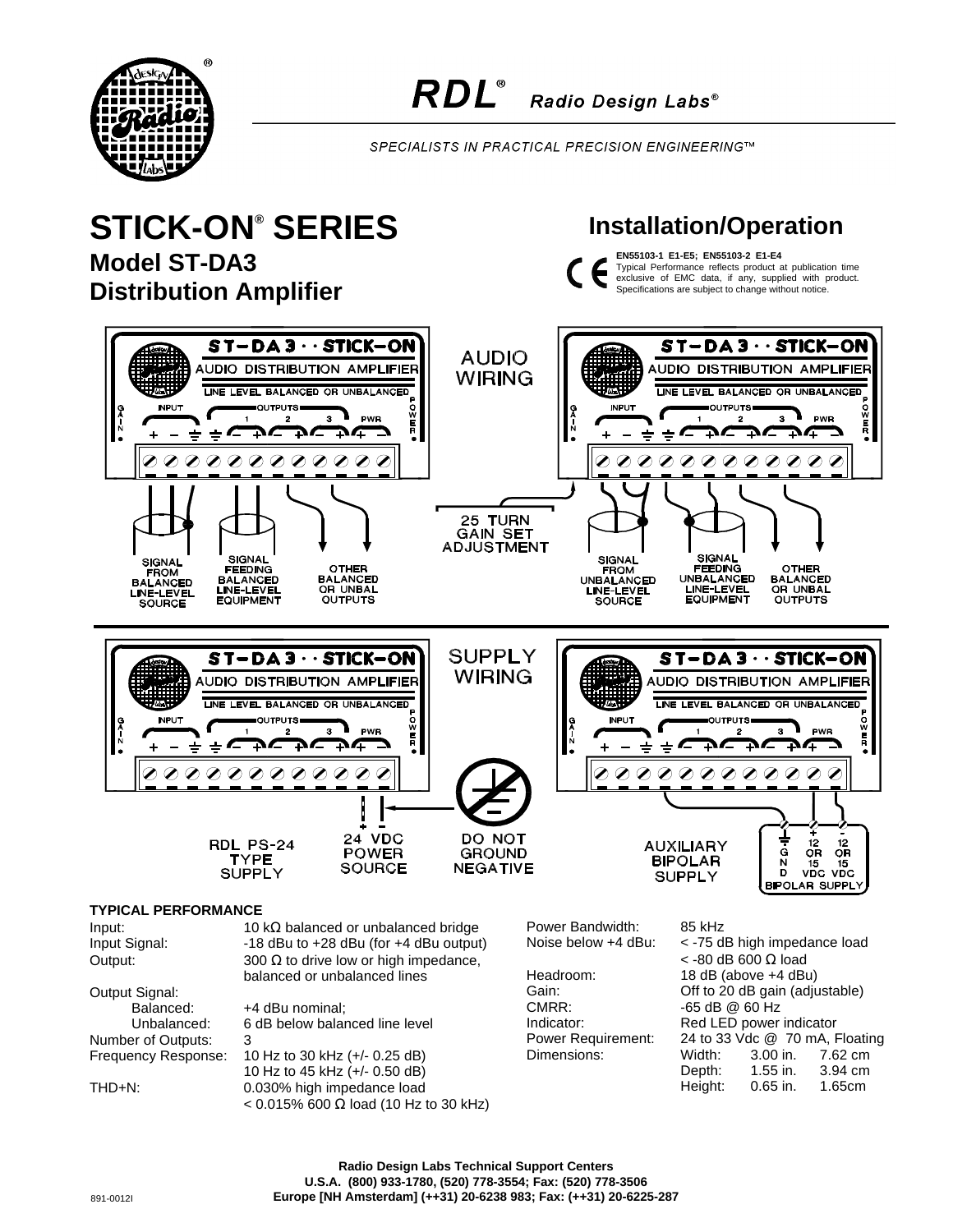# RDL® Radio Design Labs®

SPECIALISTS IN PRACTICAL PRECISION ENGINEERING™

# STICK-ON® SERIES

## Model ST-DA3
## Distribution Amplifier

# Installation/Operation

**EN55103-1 E1-E5; EN55103-2 E1-E4**
Typical Performance reflects product at publication time exclusive of EMC data, if any, supplied with product. Specifications are subject to change without notice.

AUDIO WIRING

ST-DA3 · · STICK-ON
AUDIO DISTRIBUTION AMPLIFIER
LINE LEVEL BALANCED OR UNBALANCED
GAIN
INPUT
OUTPUTS
1 2 3 PWR
POWER

SIGNAL FROM BALANCED LINE-LEVEL SOURCE
SIGNAL FEEDING BALANCED LINE-LEVEL EQUIPMENT
OTHER BALANCED OR UNBAL OUTPUTS
25 TURN GAIN SET ADJUSTMENT
SIGNAL FROM UNBALANCED LINE-LEVEL SOURCE
SIGNAL FEEDING UNBALANCED LINE-LEVEL EQUIPMENT
OTHER BALANCED OR UNBAL OUTPUTS

SUPPLY WIRING

RDL PS-24 TYPE SUPPLY
24 VDC POWER SOURCE
DO NOT GROUND NEGATIVE
AUXILIARY BIPOLAR SUPPLY
GND
+ 12 OR 15 VDC
- 12 OR 15 VDC
BIPOLAR SUPPLY

**TYPICAL PERFORMANCE**

| | |
|---|---|
| Input: | 10 kΩ balanced or unbalanced bridge |
| Input Signal: | -18 dBu to +28 dBu (for +4 dBu output) |
| Output: | 300 Ω to drive low or high impedance, balanced or unbalanced lines |
| Output Signal: | |
| Balanced: | +4 dBu nominal; |
| Unbalanced: | 6 dB below balanced line level |
| Number of Outputs: | 3 |
| Frequency Response: | 10 Hz to 30 kHz (+/- 0.25 dB)<br>10 Hz to 45 kHz (+/- 0.50 dB) |
| THD+N: | 0.030% high impedance load<br>< 0.015% 600 Ω load (10 Hz to 30 kHz) |
| Power Bandwidth: | 85 kHz |
| Noise below +4 dBu: | < -75 dB high impedance load<br>< -80 dB 600 Ω load |
| Headroom: | 18 dB (above +4 dBu) |
| Gain: | Off to 20 dB gain (adjustable) |
| CMRR: | -65 dB @ 60 Hz |
| Indicator: | Red LED power indicator |
| Power Requirement: | 24 to 33 Vdc @ 70 mA, Floating |
| Dimensions: | Width: 3.00 in. 7.62 cm<br>Depth: 1.55 in. 3.94 cm<br>Height: 0.65 in. 1.65cm |

**Radio Design Labs Technical Support Centers**
**U.S.A. (800) 933-1780, (520) 778-3554; Fax: (520) 778-3506**
**Europe [NH Amsterdam] (++31) 20-6238 983; Fax: (++31) 20-6225-287**

891-0012I